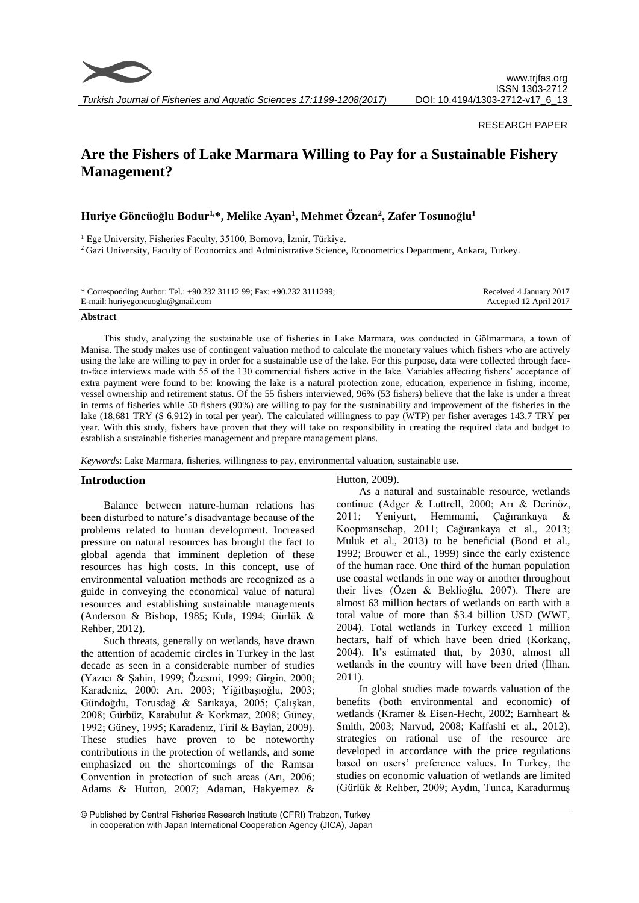RESEARCH PAPER

# Are the Fishers of Lake Marmara Willing to Pay for a Sustainable Fishery Management?

**Huriye Göncüoğlu Bodur[1,*], Melike Ayan[1], Mehmet Özcan[2], Zafer Tosunoğlu[1]**

[1] Ege University, Fisheries Faculty, 35100, Bornova, İzmir, Türkiye.

[2] Gazi University, Faculty of Economics and Administrative Science, Econometrics Department, Ankara, Turkey.

\* Corresponding Author: Tel.: +90.232 31112 99; Fax: +90.232 3111299;
E-mail: huriyegoncuoglu@gmail.com

Received 4 January 2017
Accepted 12 April 2017

## Abstract

This study, analyzing the sustainable use of fisheries in Lake Marmara, was conducted in Gölmarmara, a town of Manisa. The study makes use of contingent valuation method to calculate the monetary values which fishers who are actively using the lake are willing to pay in order for a sustainable use of the lake. For this purpose, data were collected through face-to-face interviews made with 55 of the 130 commercial fishers active in the lake. Variables affecting fishers' acceptance of extra payment were found to be: knowing the lake is a natural protection zone, education, experience in fishing, income, vessel ownership and retirement status. Of the 55 fishers interviewed, 96% (53 fishers) believe that the lake is under a threat in terms of fisheries while 50 fishers (90%) are willing to pay for the sustainability and improvement of the fisheries in the lake (18,681 TRY ($ 6,912) in total per year). The calculated willingness to pay (WTP) per fisher averages 143.7 TRY per year. With this study, fishers have proven that they will take on responsibility in creating the required data and budget to establish a sustainable fisheries management and prepare management plans.

*Keywords*: Lake Marmara, fisheries, willingness to pay, environmental valuation, sustainable use.

## Introduction

Balance between nature-human relations has been disturbed to nature's disadvantage because of the problems related to human development. Increased pressure on natural resources has brought the fact to global agenda that imminent depletion of these resources has high costs. In this concept, use of environmental valuation methods are recognized as a guide in conveying the economical value of natural resources and establishing sustainable managements (Anderson & Bishop, 1985; Kula, 1994; Gürlük & Rehber, 2012).

Such threats, generally on wetlands, have drawn the attention of academic circles in Turkey in the last decade as seen in a considerable number of studies (Yazıcı & Şahin, 1999; Özesmi, 1999; Girgin, 2000; Karadeniz, 2000; Arı, 2003; Yiğitbaşıoğlu, 2003; Gündoğdu, Torusdağ & Sarıkaya, 2005; Çalışkan, 2008; Gürbüz, Karabulut & Korkmaz, 2008; Güney, 1992; Güney, 1995; Karadeniz, Tiril & Baylan, 2009). These studies have proven to be noteworthy contributions in the protection of wetlands, and some emphasized on the shortcomings of the Ramsar Convention in protection of such areas (Arı, 2006; Adams & Hutton, 2007; Adaman, Hakyemez & Hutton, 2009).

As a natural and sustainable resource, wetlands continue (Adger & Luttrell, 2000; Arı & Derinöz, 2011; Yeniyurt, Hemmami, Çağırankaya & Koopmanschap, 2011; Cağırankaya et al., 2013; Muluk et al., 2013) to be beneficial (Bond et al., 1992; Brouwer et al., 1999) since the early existence of the human race. One third of the human population use coastal wetlands in one way or another throughout their lives (Özen & Beklioğlu, 2007). There are almost 63 million hectars of wetlands on earth with a total value of more than $3.4 billion USD (WWF, 2004). Total wetlands in Turkey exceed 1 million hectars, half of which have been dried (Korkanç, 2004). It's estimated that, by 2030, almost all wetlands in the country will have been dried (İlhan, 2011).

In global studies made towards valuation of the benefits (both environmental and economic) of wetlands (Kramer & Eisen-Hecht, 2002; Earnheart & Smith, 2003; Narvud, 2008; Kaffashi et al., 2012), strategies on rational use of the resource are developed in accordance with the price regulations based on users' preference values. In Turkey, the studies on economic valuation of wetlands are limited (Gürlük & Rehber, 2009; Aydın, Tunca, Karadurmuş

© Published by Central Fisheries Research Institute (CFRI) Trabzon, Turkey in cooperation with Japan International Cooperation Agency (JICA), Japan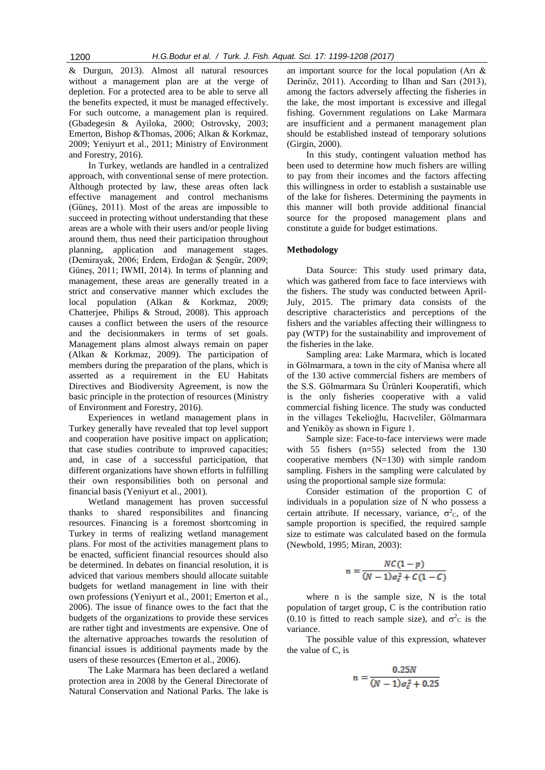& Durgun, 2013). Almost all natural resources without a management plan are at the verge of depletion. For a protected area to be able to serve all the benefits expected, it must be managed effectively. For such outcome, a management plan is required. (Gbadegesin & Ayiloka, 2000; Ostrovsky, 2003; Emerton, Bishop &Thomas, 2006; Alkan & Korkmaz, 2009; Yeniyurt et al., 2011; Ministry of Environment and Forestry, 2016).

In Turkey, wetlands are handled in a centralized approach, with conventional sense of mere protection. Although protected by law, these areas often lack effective management and control mechanisms (Güneş, 2011). Most of the areas are impossible to succeed in protecting without understanding that these areas are a whole with their users and/or people living around them, thus need their participation throughout planning, application and management stages. (Demirayak, 2006; Erdem, Erdoğan & Şengür, 2009; Güneş, 2011; IWMI, 2014). In terms of planning and management, these areas are generally treated in a strict and conservative manner which excludes the local population (Alkan & Korkmaz, 2009; Chatterjee, Philips & Stroud, 2008). This approach causes a conflict between the users of the resource and the decisionmakers in terms of set goals. Management plans almost always remain on paper (Alkan & Korkmaz, 2009). The participation of members during the preparation of the plans, which is asserted as a requirement in the EU Habitats Directives and Biodiversity Agreement, is now the basic principle in the protection of resources (Ministry of Environment and Forestry, 2016).

Experiences in wetland management plans in Turkey generally have revealed that top level support and cooperation have positive impact on application; that case studies contribute to improved capacities; and, in case of a successful participation, that different organizations have shown efforts in fulfilling their own responsibilities both on personal and financial basis (Yeniyurt et al., 2001).

Wetland management has proven successful thanks to shared responsibilites and financing resources. Financing is a foremost shortcoming in Turkey in terms of realizing wetland management plans. For most of the activities management plans to be enacted, sufficient financial resources should also be determined. In debates on financial resolution, it is adviced that various members should allocate suitable budgets for wetland management in line with their own professions (Yeniyurt et al., 2001; Emerton et al., 2006). The issue of finance owes to the fact that the budgets of the organizations to provide these services are rather tight and investments are expensive. One of the alternative approaches towards the resolution of financial issues is additional payments made by the users of these resources (Emerton et al., 2006).

The Lake Marmara has been declared a wetland protection area in 2008 by the General Directorate of Natural Conservation and National Parks. The lake is an important source for the local population (Arı & Derinöz, 2011). According to İlhan and Sarı (2013), among the factors adversely affecting the fisheries in the lake, the most important is excessive and illegal fishing. Government regulations on Lake Marmara are insufficient and a permanent management plan should be established instead of temporary solutions (Girgin, 2000).

In this study, contingent valuation method has been used to determine how much fishers are willing to pay from their incomes and the factors affecting this willingness in order to establish a sustainable use of the lake for fisheres. Determining the payments in this manner will both provide additional financial source for the proposed management plans and constitute a guide for budget estimations.

## Methodology

Data Source: This study used primary data, which was gathered from face to face interviews with the fishers. The study was conducted between April-July, 2015. The primary data consists of the descriptive characteristics and perceptions of the fishers and the variables affecting their willingness to pay (WTP) for the sustainability and improvement of the fisheries in the lake.

Sampling area: Lake Marmara, which is located in Gölmarmara, a town in the city of Manisa where all of the 130 active commercial fishers are members of the S.S. Gölmarmara Su Ürünleri Kooperatifi, which is the only fisheries cooperative with a valid commercial fishing licence. The study was conducted in the villages Tekelioğlu, Hacıveliler, Gölmarmara and Yeniköy as shown in Figure 1.

Sample size: Face-to-face interviews were made with 55 fishers (n=55) selected from the 130 cooperative members (N=130) with simple random sampling. Fishers in the sampling were calculated by using the proportional sample size formula:

Consider estimation of the proportion C of individuals in a population size of N who possess a certain attribute. If necessary, variance, $\sigma^2_C$, of the sample proportion is specified, the required sample size to estimate was calculated based on the formula (Newbold, 1995; Miran, 2003):

$$n = \frac{NC(1-p)}{(N-1)\sigma_c^2 + C(1-C)}$$

where n is the sample size, N is the total population of target group, C is the contribution ratio (0.10 is fitted to reach sample size), and $\sigma^2_C$ is the variance.

The possible value of this expression, whatever the value of C, is

$$n = \frac{0.25N}{(N-1)\sigma_c^2 + 0.25}$$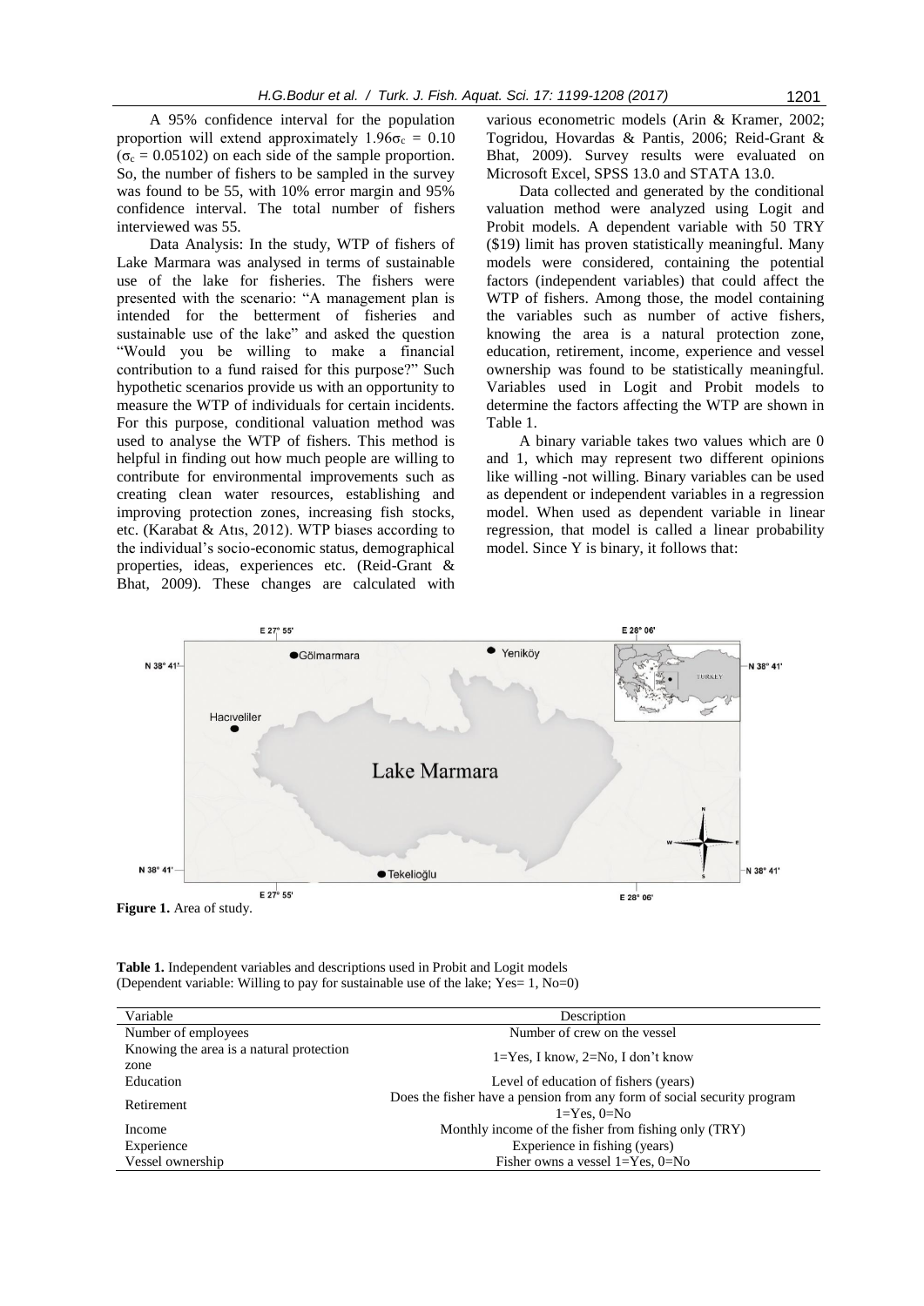A 95% confidence interval for the population proportion will extend approximately $1.96\sigma_c = 0.10$ ($\sigma_c = 0.05102$) on each side of the sample proportion. So, the number of fishers to be sampled in the survey was found to be 55, with 10% error margin and 95% confidence interval. The total number of fishers interviewed was 55.

Data Analysis: In the study, WTP of fishers of Lake Marmara was analysed in terms of sustainable use of the lake for fisheries. The fishers were presented with the scenario: "A management plan is intended for the betterment of fisheries and sustainable use of the lake" and asked the question "Would you be willing to make a financial contribution to a fund raised for this purpose?" Such hypothetic scenarios provide us with an opportunity to measure the WTP of individuals for certain incidents. For this purpose, conditional valuation method was used to analyse the WTP of fishers. This method is helpful in finding out how much people are willing to contribute for environmental improvements such as creating clean water resources, establishing and improving protection zones, increasing fish stocks, etc. (Karabat & Atıs, 2012). WTP biases according to the individual's socio-economic status, demographical properties, ideas, experiences etc. (Reid-Grant & Bhat, 2009). These changes are calculated with various econometric models (Arin & Kramer, 2002; Togridou, Hovardas & Pantis, 2006; Reid-Grant & Bhat, 2009). Survey results were evaluated on Microsoft Excel, SPSS 13.0 and STATA 13.0.

Data collected and generated by the conditional valuation method were analyzed using Logit and Probit models. A dependent variable with 50 TRY ($19) limit has proven statistically meaningful. Many models were considered, containing the potential factors (independent variables) that could affect the WTP of fishers. Among those, the model containing the variables such as number of active fishers, knowing the area is a natural protection zone, education, retirement, income, experience and vessel ownership was found to be statistically meaningful. Variables used in Logit and Probit models to determine the factors affecting the WTP are shown in Table 1.

A binary variable takes two values which are 0 and 1, which may represent two different opinions like willing -not willing. Binary variables can be used as dependent or independent variables in a regression model. When used as dependent variable in linear regression, that model is called a linear probability model. Since Y is binary, it follows that:

**Figure 1.** Area of study.

**Table 1.** Independent variables and descriptions used in Probit and Logit models
(Dependent variable: Willing to pay for sustainable use of the lake; Yes= 1, No=0)

| Variable | Description |
|---|---|
| Number of employees | Number of crew on the vessel |
| Knowing the area is a natural protection zone | 1=Yes, I know, 2=No, I don't know |
| Education | Level of education of fishers (years) |
| Retirement | Does the fisher have a pension from any form of social security program 1=Yes, 0=No |
| Income | Monthly income of the fisher from fishing only (TRY) |
| Experience | Experience in fishing (years) |
| Vessel ownership | Fisher owns a vessel 1=Yes, 0=No |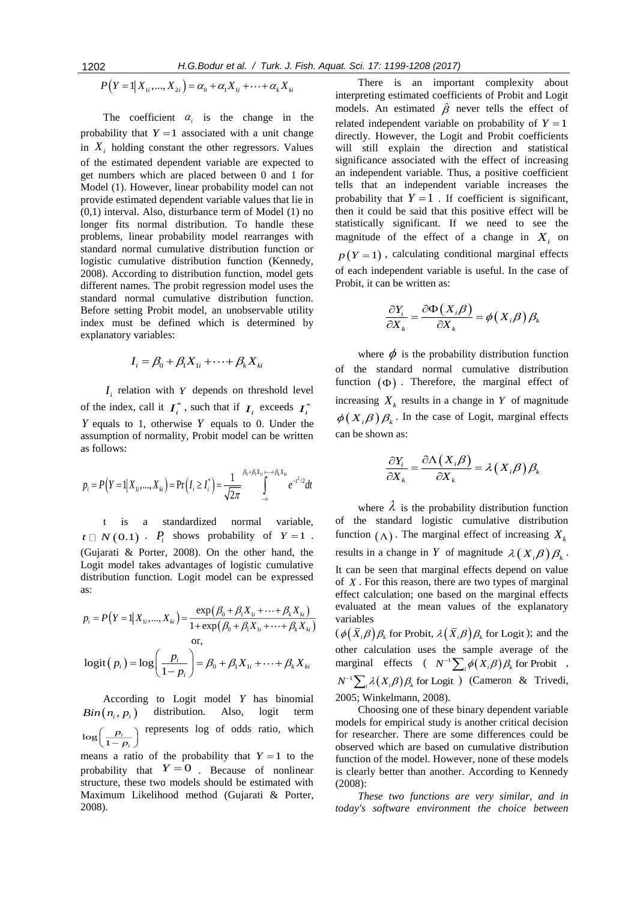$$P\left(Y=1\middle|X_{1i},...,X_{2i}\right)=\alpha_0+\alpha_1 X_{1i}+\cdots+\alpha_k X_{ki}$$

The coefficient $\alpha_i$ is the change in the probability that $Y=1$ associated with a unit change in $X_i$ holding constant the other regressors. Values of the estimated dependent variable are expected to get numbers which are placed between 0 and 1 for Model (1). However, linear probability model can not provide estimated dependent variable values that lie in (0,1) interval. Also, disturbance term of Model (1) no longer fits normal distribution. To handle these problems, linear probability model rearranges with standard normal cumulative distribution function or logistic cumulative distribution function (Kennedy, 2008). According to distribution function, model gets different names. The probit regression model uses the standard normal cumulative distribution function. Before setting Probit model, an unobservable utility index must be defined which is determined by explanatory variables:

$$I_i=\beta_0+\beta_1 X_{1i}+\cdots+\beta_k X_{ki}$$

$I_i$ relation with $Y$ depends on threshold level of the index, call it $I_i^*$, such that if $I_i$ exceeds $I_i^*$ $Y$ equals to 1, otherwise $Y$ equals to 0. Under the assumption of normality, Probit model can be written as follows:

$$p_i=P\left(Y=1\middle|X_{1i},...,X_{ki}\right)=\Pr\left(I_i\geq I_i^*\right)=\frac{1}{\sqrt{2\pi}}\int_{-\infty}^{\beta_0+\beta_1 X_{1i}+\cdots+\beta_k X_{ki}} e^{-t^2/2}dt$$

t is a standardized normal variable, $t \sim N(0.1)$. $P_i$ shows probability of $Y=1$. (Gujarati & Porter, 2008). On the other hand, the Logit model takes advantages of logistic cumulative distribution function. Logit model can be expressed as:

$$p_i=P\left(Y=1\middle|X_{1i},...,X_{ki}\right)=\frac{\exp\left(\beta_0+\beta_1 X_{1i}+\cdots+\beta_k X_{ki}\right)}{1+\exp\left(\beta_0+\beta_1 X_{1i}+\cdots+\beta_k X_{ki}\right)}$$

or,

$$\text{logit}\left(p_i\right)=\log\left(\frac{p_i}{1-p_i}\right)=\beta_0+\beta_1 X_{1i}+\cdots+\beta_k X_{ki}$$

According to Logit model $Y$ has binomial $Bin\left(n_i,p_i\right)$ distribution. Also, logit term $\log\left(\frac{p_i}{1-p_i}\right)$ represents log of odds ratio, which means a ratio of the probability that $Y=1$ to the probability that $Y=0$. Because of nonlinear structure, these two models should be estimated with Maximum Likelihood method (Gujarati & Porter, 2008).

There is an important complexity about interpreting estimated coefficients of Probit and Logit models. An estimated $\hat{\beta}$ never tells the effect of related independent variable on probability of $Y=1$ directly. However, the Logit and Probit coefficients will still explain the direction and statistical significance associated with the effect of increasing an independent variable. Thus, a positive coefficient tells that an independent variable increases the probability that $Y=1$. If coefficient is significant, then it could be said that this positive effect will be statistically significant. If we need to see the magnitude of the effect of a change in $X_i$ on $p\left(Y=1\right)$, calculating conditional marginal effects of each independent variable is useful. In the case of Probit, it can be written as:

$$\frac{\partial Y_i}{\partial X_k}=\frac{\partial \Phi\left(X_i\beta\right)}{\partial X_k}=\phi\left(X_i\beta\right)\beta_k$$

where $\phi$ is the probability distribution function of the standard normal cumulative distribution function $(\Phi)$. Therefore, the marginal effect of increasing $X_k$ results in a change in $Y$ of magnitude $\phi\left(X_i\beta\right)\beta_k$. In the case of Logit, marginal effects can be shown as:

$$\frac{\partial Y_i}{\partial X_k}=\frac{\partial \Lambda\left(X_i\beta\right)}{\partial X_k}=\lambda\left(X_i\beta\right)\beta_k$$

where $\lambda$ is the probability distribution function of the standard logistic cumulative distribution function $(\Lambda)$. The marginal effect of increasing $X_k$ results in a change in $Y$ of magnitude $\lambda\left(X_i\beta\right)\beta_k$. It can be seen that marginal effects depend on value of $X$. For this reason, there are two types of marginal effect calculation; one based on the marginal effects evaluated at the mean values of the explanatory variables ($\phi\left(\bar{X}_i\beta\right)\beta_k$ for Probit, $\lambda\left(\bar{X}_i\beta\right)\beta_k$ for Logit); and the other calculation uses the sample average of the marginal effects ( $N^{-1}\sum_i \phi\left(X_i\beta\right)\beta_k$ for Probit , $N^{-1}\sum_i \lambda\left(X_i\beta\right)\beta_k$ for Logit ) (Cameron & Trivedi, 2005; Winkelmann, 2008).

Choosing one of these binary dependent variable models for empirical study is another critical decision for researcher. There are some differences could be observed which are based on cumulative distribution function of the model. However, none of these models is clearly better than another. According to Kennedy (2008):

*These two functions are very similar, and in today's software environment the choice between*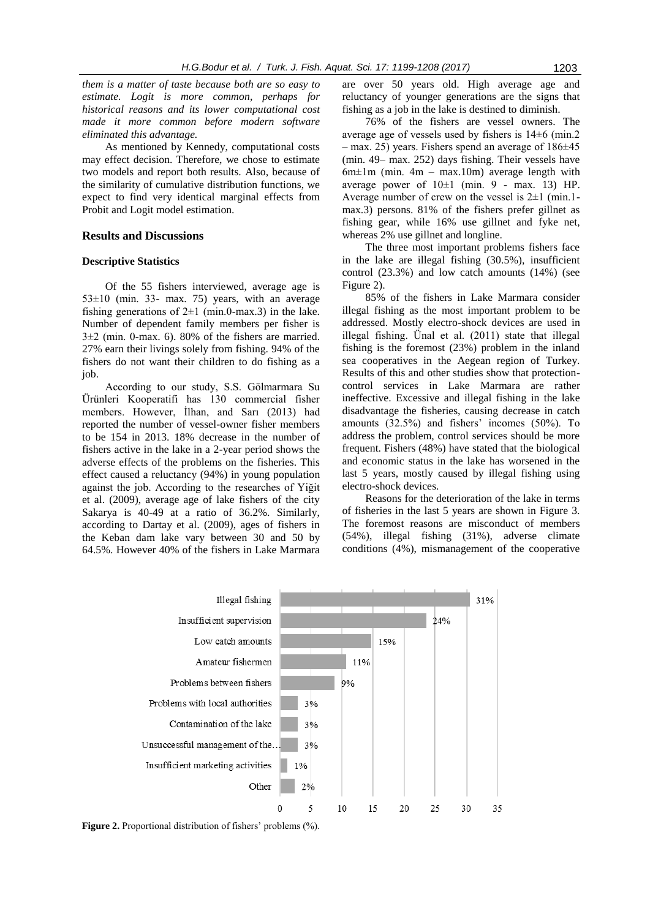*them is a matter of taste because both are so easy to estimate. Logit is more common, perhaps for historical reasons and its lower computational cost made it more common before modern software eliminated this advantage.*

As mentioned by Kennedy, computational costs may effect decision. Therefore, we chose to estimate two models and report both results. Also, because of the similarity of cumulative distribution functions, we expect to find very identical marginal effects from Probit and Logit model estimation.

## Results and Discussions

### Descriptive Statistics

Of the 55 fishers interviewed, average age is 53±10 (min. 33- max. 75) years, with an average fishing generations of 2±1 (min.0-max.3) in the lake. Number of dependent family members per fisher is 3±2 (min. 0-max. 6). 80% of the fishers are married. 27% earn their livings solely from fishing. 94% of the fishers do not want their children to do fishing as a job.

According to our study, S.S. Gölmarmara Su Ürünleri Kooperatifi has 130 commercial fisher members. However, İlhan, and Sarı (2013) had reported the number of vessel-owner fisher members to be 154 in 2013. 18% decrease in the number of fishers active in the lake in a 2-year period shows the adverse effects of the problems on the fisheries. This effect caused a reluctancy (94%) in young population against the job. According to the researches of Yiğit et al. (2009), average age of lake fishers of the city Sakarya is 40-49 at a ratio of 36.2%. Similarly, according to Dartay et al. (2009), ages of fishers in the Keban dam lake vary between 30 and 50 by 64.5%. However 40% of the fishers in Lake Marmara are over 50 years old. High average age and reluctancy of younger generations are the signs that fishing as a job in the lake is destined to diminish.

76% of the fishers are vessel owners. The average age of vessels used by fishers is 14±6 (min.2 – max. 25) years. Fishers spend an average of 186±45 (min. 49– max. 252) days fishing. Their vessels have 6m±1m (min. 4m – max.10m) average length with average power of 10±1 (min. 9 - max. 13) HP. Average number of crew on the vessel is 2±1 (min.1-max.3) persons. 81% of the fishers prefer gillnet as fishing gear, while 16% use gillnet and fyke net, whereas 2% use gillnet and longline.

The three most important problems fishers face in the lake are illegal fishing (30.5%), insufficient control (23.3%) and low catch amounts (14%) (see Figure 2).

85% of the fishers in Lake Marmara consider illegal fishing as the most important problem to be addressed. Mostly electro-shock devices are used in illegal fishing. Ünal et al. (2011) state that illegal fishing is the foremost (23%) problem in the inland sea cooperatives in the Aegean region of Turkey. Results of this and other studies show that protection-control services in Lake Marmara are rather ineffective. Excessive and illegal fishing in the lake disadvantage the fisheries, causing decrease in catch amounts (32.5%) and fishers' incomes (50%). To address the problem, control services should be more frequent. Fishers (48%) have stated that the biological and economic status in the lake has worsened in the last 5 years, mostly caused by illegal fishing using electro-shock devices.

Reasons for the deterioration of the lake in terms of fisheries in the last 5 years are shown in Figure 3. The foremost reasons are misconduct of members (54%), illegal fishing (31%), adverse climate conditions (4%), mismanagement of the cooperative

| Problem | % |
|---|---|
| Illegal fishing | 31% |
| Insufficient supervision | 24% |
| Low catch amounts | 15% |
| Amateur fishermen | 11% |
| Problems between fishers | 9% |
| Problems with local authorities | 3% |
| Contamination of the lake | 3% |
| Unsuccessful management of the... | 3% |
| Insufficient marketing activities | 1% |
| Other | 2% |

**Figure 2.** Proportional distribution of fishers' problems (%).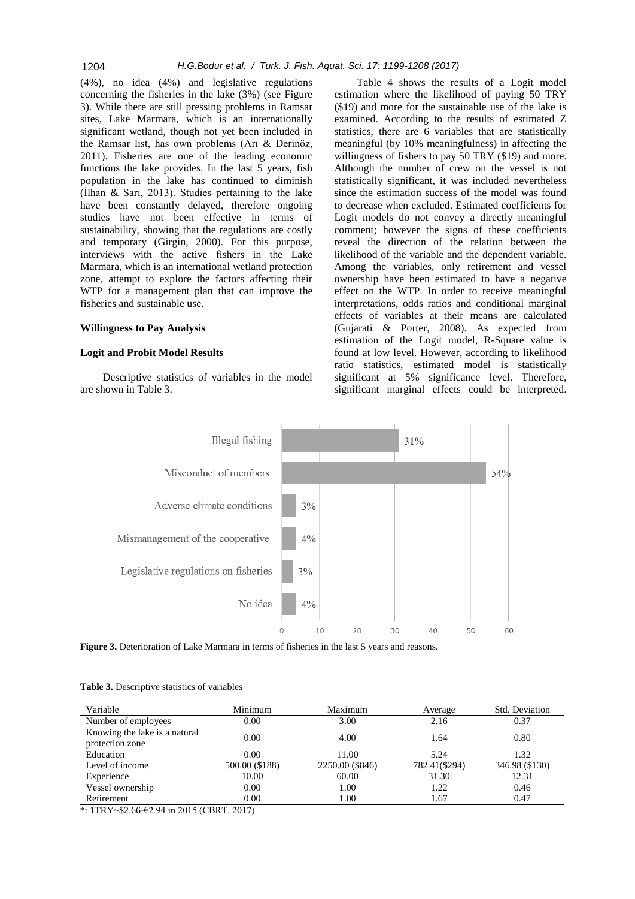(4%), no idea (4%) and legislative regulations concerning the fisheries in the lake (3%) (see Figure 3). While there are still pressing problems in Ramsar sites, Lake Marmara, which is an internationally significant wetland, though not yet been included in the Ramsar list, has own problems (Arı & Derinöz, 2011). Fisheries are one of the leading economic functions the lake provides. In the last 5 years, fish population in the lake has continued to diminish (İlhan & Sarı, 2013). Studies pertaining to the lake have been constantly delayed, therefore ongoing studies have not been effective in terms of sustainability, showing that the regulations are costly and temporary (Girgin, 2000). For this purpose, interviews with the active fishers in the Lake Marmara, which is an international wetland protection zone, attempt to explore the factors affecting their WTP for a management plan that can improve the fisheries and sustainable use.

**Willingness to Pay Analysis**

**Logit and Probit Model Results**

Descriptive statistics of variables in the model are shown in Table 3.

Table 4 shows the results of a Logit model estimation where the likelihood of paying 50 TRY ($19) and more for the sustainable use of the lake is examined. According to the results of estimated Z statistics, there are 6 variables that are statistically meaningful (by 10% meaningfulness) in affecting the willingness of fishers to pay 50 TRY ($19) and more. Although the number of crew on the vessel is not statistically significant, it was included nevertheless since the estimation success of the model was found to decrease when excluded. Estimated coefficients for Logit models do not convey a directly meaningful comment; however the signs of these coefficients reveal the direction of the relation between the likelihood of the variable and the dependent variable. Among the variables, only retirement and vessel ownership have been estimated to have a negative effect on the WTP. In order to receive meaningful interpretations, odds ratios and conditional marginal effects of variables at their means are calculated (Gujarati & Porter, 2008). As expected from estimation of the Logit model, R-Square value is found at low level. However, according to likelihood ratio statistics, estimated model is statistically significant at 5% significance level. Therefore, significant marginal effects could be interpreted.

| Reason | % |
|---|---|
| Illegal fishing | 31% |
| Misconduct of members | 54% |
| Adverse climate conditions | 3% |
| Mismanagement of the cooperative | 4% |
| Legislative regulations on fisheries | 3% |
| No idea | 4% |

**Figure 3.** Deterioration of Lake Marmara in terms of fisheries in the last 5 years and reasons.

**Table 3.** Descriptive statistics of variables

| Variable | Minimum | Maximum | Average | Std. Deviation |
|---|---|---|---|---|
| Number of employees | 0.00 | 3.00 | 2.16 | 0.37 |
| Knowing the lake is a natural protection zone | 0.00 | 4.00 | 1.64 | 0.80 |
| Education | 0.00 | 11.00 | 5.24 | 1.32 |
| Level of income | 500.00 ($188) | 2250.00 ($846) | 782.41($294) | 346.98 ($130) |
| Experience | 10.00 | 60.00 | 31.30 | 12.31 |
| Vessel ownership | 0.00 | 1.00 | 1.22 | 0.46 |
| Retirement | 0.00 | 1.00 | 1.67 | 0.47 |

*: 1TRY~$2.66-€2.94 in 2015 (CBRT. 2017)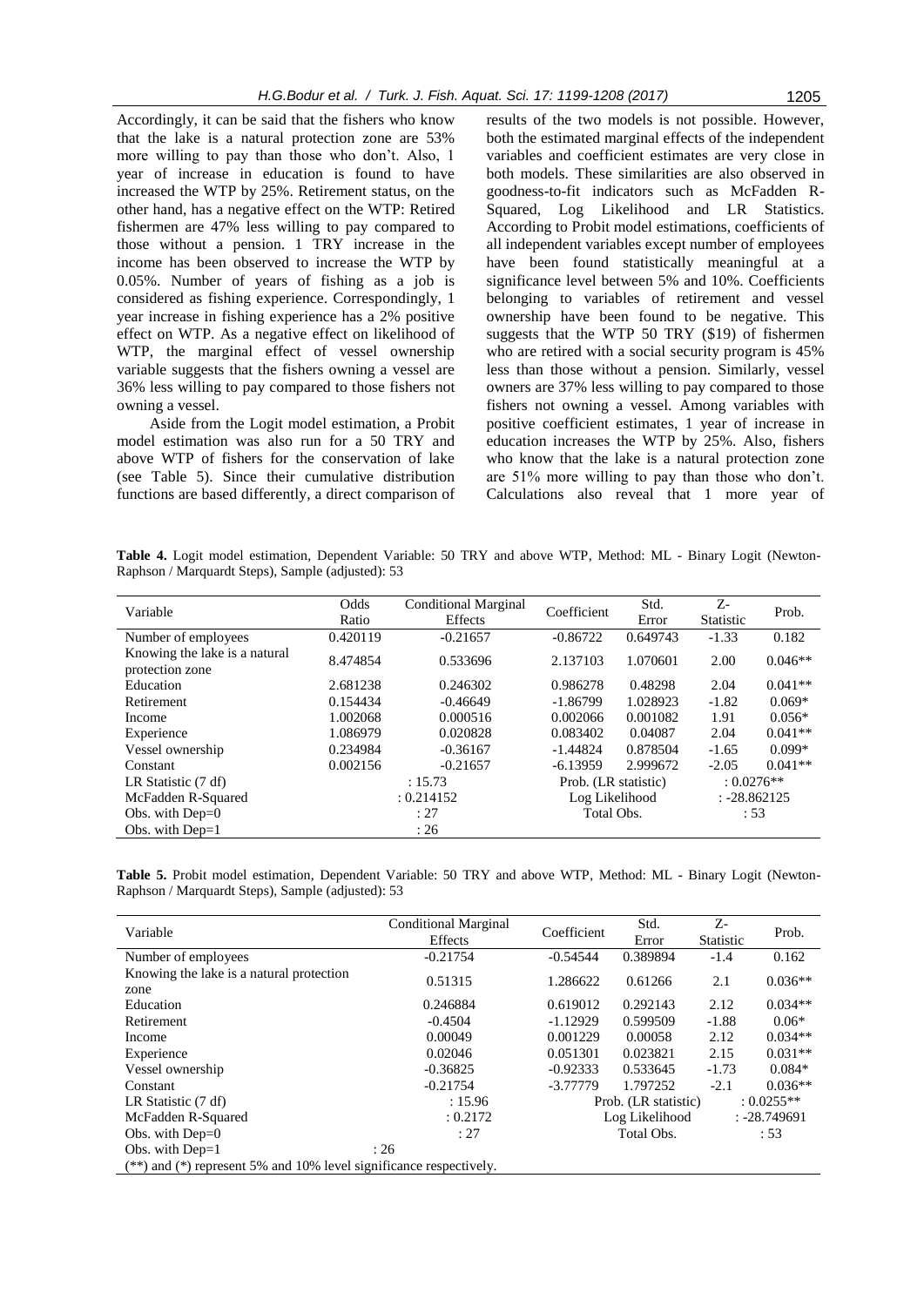Accordingly, it can be said that the fishers who know that the lake is a natural protection zone are 53% more willing to pay than those who don't. Also, 1 year of increase in education is found to have increased the WTP by 25%. Retirement status, on the other hand, has a negative effect on the WTP: Retired fishermen are 47% less willing to pay compared to those without a pension. 1 TRY increase in the income has been observed to increase the WTP by 0.05%. Number of years of fishing as a job is considered as fishing experience. Correspondingly, 1 year increase in fishing experience has a 2% positive effect on WTP. As a negative effect on likelihood of WTP, the marginal effect of vessel ownership variable suggests that the fishers owning a vessel are 36% less willing to pay compared to those fishers not owning a vessel.

Aside from the Logit model estimation, a Probit model estimation was also run for a 50 TRY and above WTP of fishers for the conservation of lake (see Table 5). Since their cumulative distribution functions are based differently, a direct comparison of results of the two models is not possible. However, both the estimated marginal effects of the independent variables and coefficient estimates are very close in both models. These similarities are also observed in goodness-to-fit indicators such as McFadden R-Squared, Log Likelihood and LR Statistics. According to Probit model estimations, coefficients of all independent variables except number of employees have been found statistically meaningful at a significance level between 5% and 10%. Coefficients belonging to variables of retirement and vessel ownership have been found to be negative. This suggests that the WTP 50 TRY ($19) of fishermen who are retired with a social security program is 45% less than those without a pension. Similarly, vessel owners are 37% less willing to pay compared to those fishers not owning a vessel. Among variables with positive coefficient estimates, 1 year of increase in education increases the WTP by 25%. Also, fishers who know that the lake is a natural protection zone are 51% more willing to pay than those who don't. Calculations also reveal that 1 more year of

**Table 4.** Logit model estimation, Dependent Variable: 50 TRY and above WTP, Method: ML - Binary Logit (Newton-Raphson / Marquardt Steps), Sample (adjusted): 53

| Variable | Odds Ratio | Conditional Marginal Effects | Coefficient | Std. Error | Z-Statistic | Prob. |
|---|---|---|---|---|---|---|
| Number of employees | 0.420119 | -0.21657 | -0.86722 | 0.649743 | -1.33 | 0.182 |
| Knowing the lake is a natural protection zone | 8.474854 | 0.533696 | 2.137103 | 1.070601 | 2.00 | 0.046** |
| Education | 2.681238 | 0.246302 | 0.986278 | 0.48298 | 2.04 | 0.041** |
| Retirement | 0.154434 | -0.46649 | -1.86799 | 1.028923 | -1.82 | 0.069* |
| Income | 1.002068 | 0.000516 | 0.002066 | 0.001082 | 1.91 | 0.056* |
| Experience | 1.086979 | 0.020828 | 0.083402 | 0.04087 | 2.04 | 0.041** |
| Vessel ownership | 0.234984 | -0.36167 | -1.44824 | 0.878504 | -1.65 | 0.099* |
| Constant | 0.002156 | -0.21657 | -6.13959 | 2.999672 | -2.05 | 0.041** |
| LR Statistic (7 df) | | : 15.73 | Prob. (LR statistic) | | : 0.0276** | |
| McFadden R-Squared | | : 0.214152 | Log Likelihood | | : -28.862125 | |
| Obs. with Dep=0 | | : 27 | Total Obs. | | : 53 | |
| Obs. with Dep=1 | | : 26 | | | | |

**Table 5.** Probit model estimation, Dependent Variable: 50 TRY and above WTP, Method: ML - Binary Logit (Newton-Raphson / Marquardt Steps), Sample (adjusted): 53

| Variable | Conditional Marginal Effects | Coefficient | Std. Error | Z-Statistic | Prob. |
|---|---|---|---|---|---|
| Number of employees | -0.21754 | -0.54544 | 0.389894 | -1.4 | 0.162 |
| Knowing the lake is a natural protection zone | 0.51315 | 1.286622 | 0.61266 | 2.1 | 0.036** |
| Education | 0.246884 | 0.619012 | 0.292143 | 2.12 | 0.034** |
| Retirement | -0.4504 | -1.12929 | 0.599509 | -1.88 | 0.06* |
| Income | 0.00049 | 0.001229 | 0.00058 | 2.12 | 0.034** |
| Experience | 0.02046 | 0.051301 | 0.023821 | 2.15 | 0.031** |
| Vessel ownership | -0.36825 | -0.92333 | 0.533645 | -1.73 | 0.084* |
| Constant | -0.21754 | -3.77779 | 1.797252 | -2.1 | 0.036** |
| LR Statistic (7 df) | : 15.96 | Prob. (LR statistic) | | : 0.0255** | |
| McFadden R-Squared | : 0.2172 | Log Likelihood | | : -28.749691 | |
| Obs. with Dep=0 | : 27 | Total Obs. | | : 53 | |
| Obs. with Dep=1 | : 26 | | | | |

(**) and (*) represent 5% and 10% level significance respectively.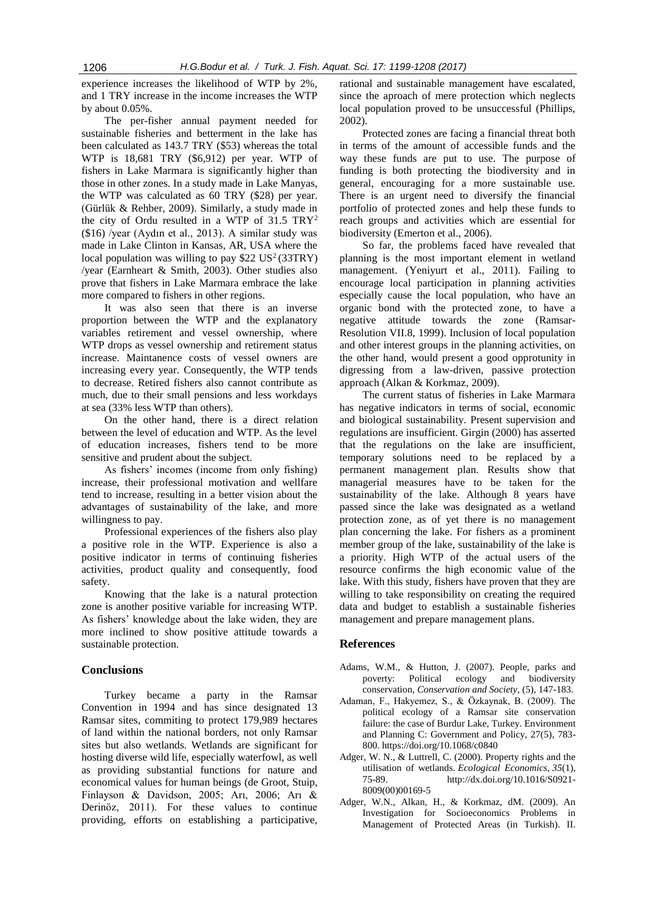experience increases the likelihood of WTP by 2%, and 1 TRY increase in the income increases the WTP by about 0.05%.

The per-fisher annual payment needed for sustainable fisheries and betterment in the lake has been calculated as 143.7 TRY ($53) whereas the total WTP is 18,681 TRY ($6,912) per year. WTP of fishers in Lake Marmara is significantly higher than those in other zones. In a study made in Lake Manyas, the WTP was calculated as 60 TRY ($28) per year. (Gürlük & Rehber, 2009). Similarly, a study made in the city of Ordu resulted in a WTP of 31.5 TRY[2] ($16) /year (Aydın et al., 2013). A similar study was made in Lake Clinton in Kansas, AR, USA where the local population was willing to pay $22 US[2] (33TRY) /year (Earnheart & Smith, 2003). Other studies also prove that fishers in Lake Marmara embrace the lake more compared to fishers in other regions.

It was also seen that there is an inverse proportion between the WTP and the explanatory variables retirement and vessel ownership, where WTP drops as vessel ownership and retirement status increase. Maintanence costs of vessel owners are increasing every year. Consequently, the WTP tends to decrease. Retired fishers also cannot contribute as much, due to their small pensions and less workdays at sea (33% less WTP than others).

On the other hand, there is a direct relation between the level of education and WTP. As the level of education increases, fishers tend to be more sensitive and prudent about the subject.

As fishers' incomes (income from only fishing) increase, their professional motivation and wellfare tend to increase, resulting in a better vision about the advantages of sustainability of the lake, and more willingness to pay.

Professional experiences of the fishers also play a positive role in the WTP. Experience is also a positive indicator in terms of continuing fisheries activities, product quality and consequently, food safety.

Knowing that the lake is a natural protection zone is another positive variable for increasing WTP. As fishers' knowledge about the lake widen, they are more inclined to show positive attitude towards a sustainable protection.

## Conclusions

Turkey became a party in the Ramsar Convention in 1994 and has since designated 13 Ramsar sites, commiting to protect 179,989 hectares of land within the national borders, not only Ramsar sites but also wetlands. Wetlands are significant for hosting diverse wild life, especially waterfowl, as well as providing substantial functions for nature and economical values for human beings (de Groot, Stuip, Finlayson & Davidson, 2005; Arı, 2006; Arı & Derinöz, 2011). For these values to continue providing, efforts on establishing a participative, rational and sustainable management have escalated, since the aproach of mere protection which neglects local population proved to be unsuccessful (Phillips, 2002).

Protected zones are facing a financial threat both in terms of the amount of accessible funds and the way these funds are put to use. The purpose of funding is both protecting the biodiversity and in general, encouraging for a more sustainable use. There is an urgent need to diversify the financial portfolio of protected zones and help these funds to reach groups and activities which are essential for biodiversity (Emerton et al., 2006).

So far, the problems faced have revealed that planning is the most important element in wetland management. (Yeniyurt et al., 2011). Failing to encourage local participation in planning activities especially cause the local population, who have an organic bond with the protected zone, to have a negative attitude towards the zone (Ramsar-Resolution VII.8, 1999). Inclusion of local population and other interest groups in the planning activities, on the other hand, would present a good opprotunity in digressing from a law-driven, passive protection approach (Alkan & Korkmaz, 2009).

The current status of fisheries in Lake Marmara has negative indicators in terms of social, economic and biological sustainability. Present supervision and regulations are insufficient. Girgin (2000) has asserted that the regulations on the lake are insufficient, temporary solutions need to be replaced by a permanent management plan. Results show that managerial measures have to be taken for the sustainability of the lake. Although 8 years have passed since the lake was designated as a wetland protection zone, as of yet there is no management plan concerning the lake. For fishers as a prominent member group of the lake, sustainability of the lake is a priority. High WTP of the actual users of the resource confirms the high economic value of the lake. With this study, fishers have proven that they are willing to take responsibility on creating the required data and budget to establish a sustainable fisheries management and prepare management plans.

## References

Adams, W.M., & Hutton, J. (2007). People, parks and poverty: Political ecology and biodiversity conservation, *Conservation and Society*, (5), 147-183.

Adaman, F., Hakyemez, S., & Özkaynak, B. (2009). The political ecology of a Ramsar site conservation failure: the case of Burdur Lake, Turkey. Environment and Planning C: Government and Policy, 27(5), 783-800. https://doi.org/10.1068/c0840

Adger, W. N., & Luttrell, C. (2000). Property rights and the utilisation of wetlands. *Ecological Economics*, *35*(1), 75-89. http://dx.doi.org/10.1016/S0921-8009(00)00169-5

Adger, W.N., Alkan, H., & Korkmaz, dM. (2009). An Investigation for Socioeconomics Problems in Management of Protected Areas (in Turkish). II.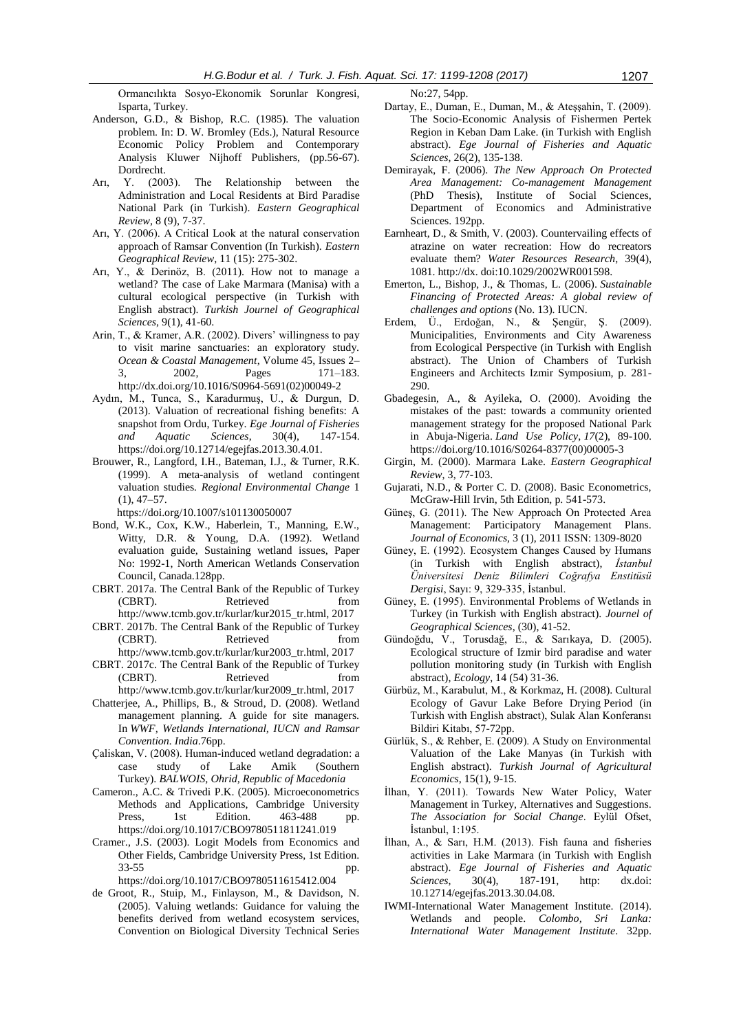Ormancılıkta Sosyo-Ekonomik Sorunlar Kongresi, Isparta, Turkey.

Anderson, G.D., & Bishop, R.C. (1985). The valuation problem. In: D. W. Bromley (Eds.), Natural Resource Economic Policy Problem and Contemporary Analysis Kluwer Nijhoff Publishers, (pp.56-67). Dordrecht.

Arı, Y. (2003). The Relationship between the Administration and Local Residents at Bird Paradise National Park (in Turkish). *Eastern Geographical Review*, 8 (9), 7-37.

Arı, Y. (2006). A Critical Look at the natural conservation approach of Ramsar Convention (In Turkish). *Eastern Geographical Review*, 11 (15): 275-302.

Arı, Y., & Derinöz, B. (2011). How not to manage a wetland? The case of Lake Marmara (Manisa) with a cultural ecological perspective (in Turkish with English abstract). *Turkish Journel of Geographical Sciences*, 9(1), 41-60.

Arin, T., & Kramer, A.R. (2002). Divers' willingness to pay to visit marine sanctuaries: an exploratory study. *Ocean & Coastal Management*, Volume 45, Issues 2–3, 2002, Pages 171–183. http://dx.doi.org/10.1016/S0964-5691(02)00049-2

Aydın, M., Tunca, S., Karadurmuş, U., & Durgun, D. (2013). Valuation of recreational fishing benefits: A snapshot from Ordu, Turkey. *Ege Journal of Fisheries and Aquatic Sciences*, 30(4), 147-154. https://doi.org/10.12714/egejfas.2013.30.4.01.

Brouwer, R., Langford, I.H., Bateman, I.J., & Turner, R.K. (1999). A meta-analysis of wetland contingent valuation studies. *Regional Environmental Change* 1 (1), 47–57. https://doi.org/10.1007/s101130050007

Bond, W.K., Cox, K.W., Haberlein, T., Manning, E.W., Witty, D.R. & Young, D.A. (1992). Wetland evaluation guide, Sustaining wetland issues, Paper No: 1992-1, North American Wetlands Conservation Council, Canada.128pp.

CBRT. 2017a. The Central Bank of the Republic of Turkey (CBRT). Retrieved from http://www.tcmb.gov.tr/kurlar/kur2015_tr.html, 2017

CBRT. 2017b. The Central Bank of the Republic of Turkey (CBRT). Retrieved from http://www.tcmb.gov.tr/kurlar/kur2003_tr.html, 2017

CBRT. 2017c. The Central Bank of the Republic of Turkey (CBRT). Retrieved from http://www.tcmb.gov.tr/kurlar/kur2009_tr.html, 2017

Chatterjee, A., Phillips, B., & Stroud, D. (2008). Wetland management planning. A guide for site managers. In *WWF, Wetlands International, IUCN and Ramsar Convention. India*.76pp.

Çaliskan, V. (2008). Human-induced wetland degradation: a case study of Lake Amik (Southern Turkey). *BALWOIS, Ohrid, Republic of Macedonia*

Cameron., A.C. & Trivedi P.K. (2005). Microeconometrics Methods and Applications, Cambridge University Press, 1st Edition. 463-488 pp. https://doi.org/10.1017/CBO9780511811241.019

Cramer., J.S. (2003). Logit Models from Economics and Other Fields, Cambridge University Press, 1st Edition. 33-55 pp. https://doi.org/10.1017/CBO9780511615412.004

de Groot, R., Stuip, M., Finlayson, M., & Davidson, N. (2005). Valuing wetlands: Guidance for valuing the benefits derived from wetland ecosystem services, Convention on Biological Diversity Technical Series No:27, 54pp.

Dartay, E., Duman, E., Duman, M., & Ateşşahin, T. (2009). The Socio-Economic Analysis of Fishermen Pertek Region in Keban Dam Lake. (in Turkish with English abstract). *Ege Journal of Fisheries and Aquatic Sciences*, 26(2), 135-138.

Demirayak, F. (2006). *The New Approach On Protected Area Management: Co-management Management* (PhD Thesis), Institute of Social Sciences, Department of Economics and Administrative Sciences. 192pp.

Earnheart, D., & Smith, V. (2003). Countervailing effects of atrazine on water recreation: How do recreators evaluate them? *Water Resources Research*, 39(4), 1081. http://dx. doi:10.1029/2002WR001598.

Emerton, L., Bishop, J., & Thomas, L. (2006). *Sustainable Financing of Protected Areas: A global review of challenges and options* (No. 13). IUCN.

Erdem, Ü., Erdoğan, N., & Şengür, Ş. (2009). Municipalities, Environments and City Awareness from Ecological Perspective (in Turkish with English abstract). The Union of Chambers of Turkish Engineers and Architects Izmir Symposium, p. 281-290.

Gbadegesin, A., & Ayileka, O. (2000). Avoiding the mistakes of the past: towards a community oriented management strategy for the proposed National Park in Abuja-Nigeria. *Land Use Policy*, *17*(2), 89-100. https://doi.org/10.1016/S0264-8377(00)00005-3

Girgin, M. (2000). Marmara Lake. *Eastern Geographical Review*, 3, 77-103.

Gujarati, N.D., & Porter C. D. (2008). Basic Econometrics, McGraw-Hill Irvin, 5th Edition, p. 541-573.

Güneş, G. (2011). The New Approach On Protected Area Management: Participatory Management Plans. *Journal of Economics*, 3 (1), 2011 ISSN: 1309-8020

Güney, E. (1992). Ecosystem Changes Caused by Humans (in Turkish with English abstract), *İstanbul Üniversitesi Deniz Bilimleri Coğrafya Enstitüsü Dergisi*, Sayı: 9, 329-335, İstanbul.

Güney, E. (1995). Environmental Problems of Wetlands in Turkey (in Turkish with English abstract). *Journel of Geographical Sciences*, (30), 41-52.

Gündoğdu, V., Torusdağ, E., & Sarıkaya, D. (2005). Ecological structure of Izmir bird paradise and water pollution monitoring study (in Turkish with English abstract), *Ecology*, 14 (54) 31-36.

Gürbüz, M., Karabulut, M., & Korkmaz, H. (2008). Cultural Ecology of Gavur Lake Before Drying Period (in Turkish with English abstract), Sulak Alan Konferansı Bildiri Kitabı, 57-72pp.

Gürlük, S., & Rehber, E. (2009). A Study on Environmental Valuation of the Lake Manyas (in Turkish with English abstract). *Turkish Journal of Agricultural Economics*, 15(1), 9-15.

İlhan, Y. (2011). Towards New Water Policy, Water Management in Turkey, Alternatives and Suggestions. *The Association for Social Change*. Eylül Ofset, İstanbul, 1:195.

İlhan, A., & Sarı, H.M. (2013). Fish fauna and fisheries activities in Lake Marmara (in Turkish with English abstract). *Ege Journal of Fisheries and Aquatic Sciences*, 30(4), 187-191, http: dx.doi: 10.12714/egejfas.2013.30.04.08.

IWMI-International Water Management Institute. (2014). Wetlands and people. *Colombo, Sri Lanka: International Water Management Institute*. 32pp.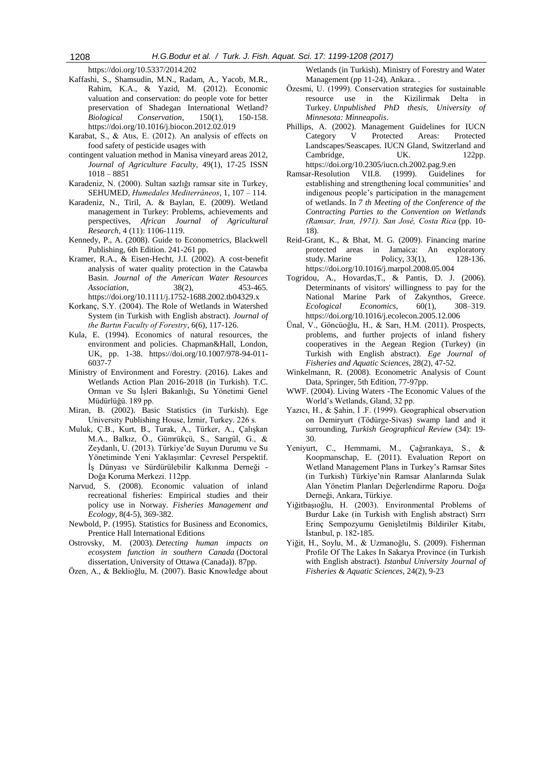https://doi.org/10.5337/2014.202

Kaffashi, S., Shamsudin, M.N., Radam, A., Yacob, M.R., Rahim, K.A., & Yazid, M. (2012). Economic valuation and conservation: do people vote for better preservation of Shadegan International Wetland? *Biological Conservation*, 150(1), 150-158. https://doi.org/10.1016/j.biocon.2012.02.019

Karabat, S., & Atıs, E. (2012). An analysis of effects on food safety of pesticide usages with contingent valuation method in Manisa vineyard areas 2012, *Journal of Agriculture Faculty*, 49(1), 17-25 ISSN 1018 – 8851

Karadeniz, N. (2000). Sultan sazlığı ramsar site in Turkey, SEHUMED, *Humedales Mediterráneos*, 1, 107 – 114.

Karadeniz, N., Tiril, A. & Baylan, E. (2009). Wetland management in Turkey: Problems, achievements and perspectives, *African Journal of Agricultural Research*, 4 (11): 1106-1119.

Kennedy, P., A. (2008). Guide to Econometrics, Blackwell Publishing, 6th Edition. 241-261 pp.

Kramer, R.A., & Eisen-Hecht, J.I. (2002). A cost-benefit analysis of water quality protection in the Catawba Basin. *Journal of the American Water Resources Association*, 38(2), 453-465. https://doi.org/10.1111/j.1752-1688.2002.tb04329.x

Korkanç, S.Y. (2004). The Role of Wetlands in Watershed System (in Turkish with English abstract). *Journal of the Bartın Faculty of Forestry*, 6(6), 117-126.

Kula, E. (1994). Economics of natural resources, the environment and policies. Chapman&Hall, London, UK, pp. 1-38. https://doi.org/10.1007/978-94-011-6037-7

Ministry of Environment and Forestry. (2016). Lakes and Wetlands Action Plan 2016-2018 (in Turkish). T.C. Orman ve Su İşleri Bakanlığı, Su Yönetimi Genel Müdürlüğü. 189 pp.

Miran, B. (2002). Basic Statistics (in Turkish). Ege University Publishing House, İzmir, Turkey. 226 s.

Muluk, Ç.B., Kurt, B., Turak, A., Türker, A., Çalışkan M.A., Balkız, Ö., Gümrükçü, S., Sarıgül, G., & Zeydanlı, U. (2013). Türkiye'de Suyun Durumu ve Su Yönetiminde Yeni Yaklaşımlar: Çevresel Perspektif. İş Dünyası ve Sürdürülebilir Kalkınma Derneği - Doğa Koruma Merkezi. 112pp.

Narvud, S. (2008). Economic valuation of inland recreational fisheries: Empirical studies and their policy use in Norway. *Fisheries Management and Ecology*, 8(4-5), 369-382.

Newbold, P. (1995). Statistics for Business and Economics, Prentice Hall International Editions

Ostrovsky, M. (2003). *Detecting human impacts on ecosystem function in southern Canada* (Doctoral dissertation, University of Ottawa (Canada)). 87pp.

Özen, A., & Beklioğlu, M. (2007). Basic Knowledge about Wetlands (in Turkish). Ministry of Forestry and Water Management (pp 11-24), Ankara. .

Özesmi, U. (1999). Conservation strategies for sustainable resource use in the Kizilirmak Delta in Turkey. *Unpublished PhD thesis, University of Minnesota: Minneapolis*.

Phillips, A. (2002). Management Guidelines for IUCN Category V Protected Areas: Protected Landscapes/Seascapes. IUCN Gland, Switzerland and Cambridge, UK. 122pp. https://doi.org/10.2305/iucn.ch.2002.pag.9.en

Ramsar-Resolution VII.8. (1999). Guidelines for establishing and strengthening local communities' and indigenous people's participation in the management of wetlands. In *7 th Meeting of the Conference of the Contracting Parties to the Convention on Wetlands (Ramsar, Iran, 1971). San José, Costa Rica* (pp. 10-18).

Reid-Grant, K., & Bhat, M. G. (2009). Financing marine protected areas in Jamaica: An exploratory study. Marine Policy, 33(1), 128-136. https://doi.org/10.1016/j.marpol.2008.05.004

Togridou, A., Hovardas,T., & Pantis, D. J. (2006). Determinants of visitors' willingness to pay for the National Marine Park of Zakynthos, Greece. *Ecological Economics*, 60(1), 308–319. https://doi.org/10.1016/j.ecolecon.2005.12.006

Ünal, V., Göncüoğlu, H., & Sarı, H.M. (2011). Prospects, problems, and further projects of inland fishery cooperatives in the Aegean Region (Turkey) (in Turkish with English abstract). *Ege Journal of Fisheries and Aquatic Sciences*, 28(2), 47-52.

Winkelmann, R. (2008). Econometric Analysis of Count Data, Springer, 5th Edition, 77-97pp.

WWF. (2004). Living Waters -The Economic Values of the World's Wetlands, Gland, 32 pp.

Yazıcı, H., & Şahin, İ .F. (1999). Geographical observation on Demiryurt (Tödürge-Sivas) swamp land and it surrounding, *Turkish Geographical Review* (34): 19-30.

Yeniyurt, C., Hemmami, M., Çağırankaya, S., & Koopmanschap, E. (2011). Evaluation Report on Wetland Management Plans in Turkey's Ramsar Sites (in Turkish) Türkiye'nin Ramsar Alanlarında Sulak Alan Yönetim Planları Değerlendirme Raporu. Doğa Derneği, Ankara, Türkiye.

Yiğitbaşıoğlu, H. (2003). Environmental Problems of Burdur Lake (in Turkish with English abstract) Sırrı Erinç Sempozyumu Genişletilmiş Bildiriler Kitabı, İstanbul, p. 182-185.

Yiğit, H., Soylu, M., & Uzmanoğlu, S. (2009). Fisherman Profile Of The Lakes In Sakarya Province (in Turkish with English abstract). *Istanbul University Journal of Fisheries & Aquatic Sciences*, 24(2), 9-23